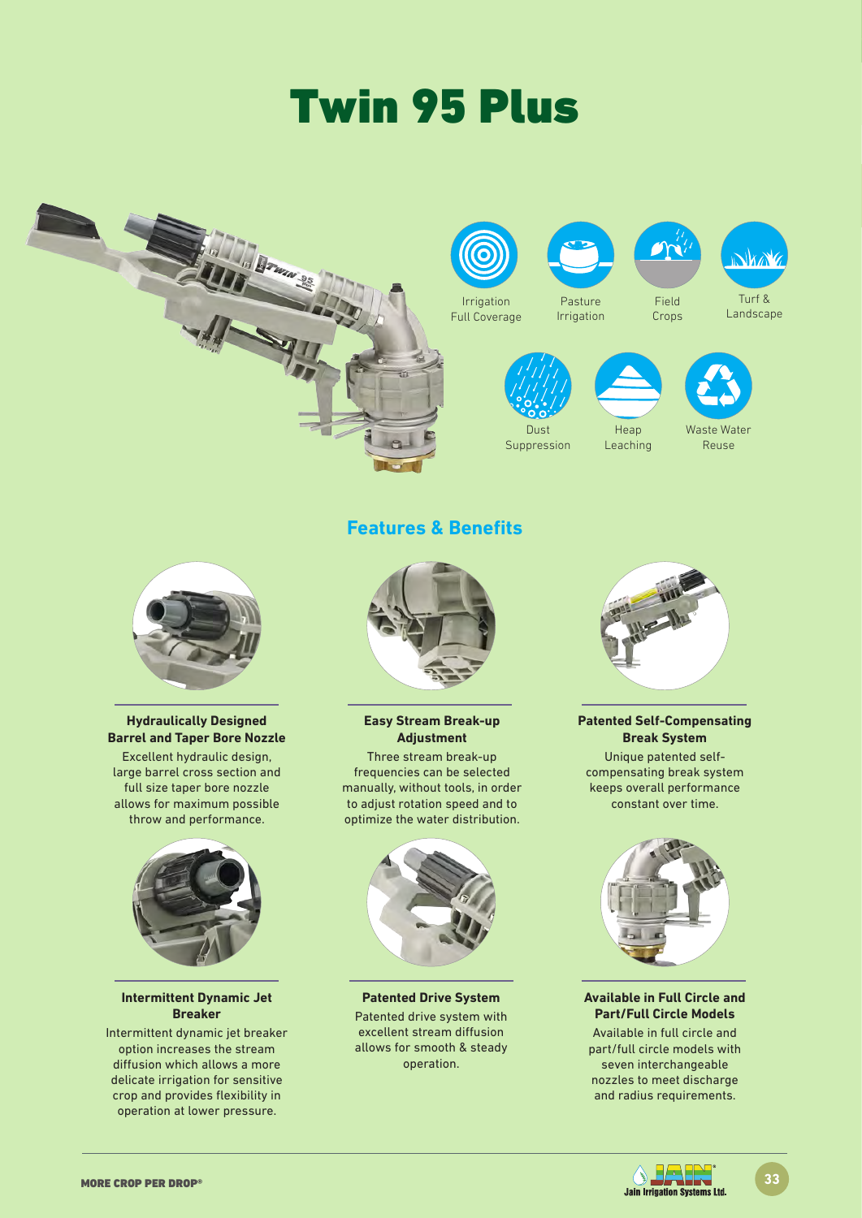# Twin 95 Plus

Irrigation Full Coverage

Pasture Irrigation

Field Crops

Turf & Landscape

Dust Suppression

Heap Leaching

Waste Water Reuse

## Features & Benefits

**Hydraulically Designed Barrel and Taper Bore Nozzle**

Excellent hydraulic design, large barrel cross section and full size taper bore nozzle allows for maximum possible throw and performance.

**Easy Stream Break-up Adjustment**

Three stream break-up frequencies can be selected manually, without tools, in order to adjust rotation speed and to optimize the water distribution.

**Patented Self-Compensating Break System**

Unique patented self-compensating break system keeps overall performance constant over time.

**Intermittent Dynamic Jet Breaker**

Intermittent dynamic jet breaker option increases the stream diffusion which allows a more delicate irrigation for sensitive crop and provides flexibility in operation at lower pressure.

**Patented Drive System**

Patented drive system with excellent stream diffusion allows for smooth & steady operation.

**Available in Full Circle and Part/Full Circle Models**

Available in full circle and part/full circle models with seven interchangeable nozzles to meet discharge and radius requirements.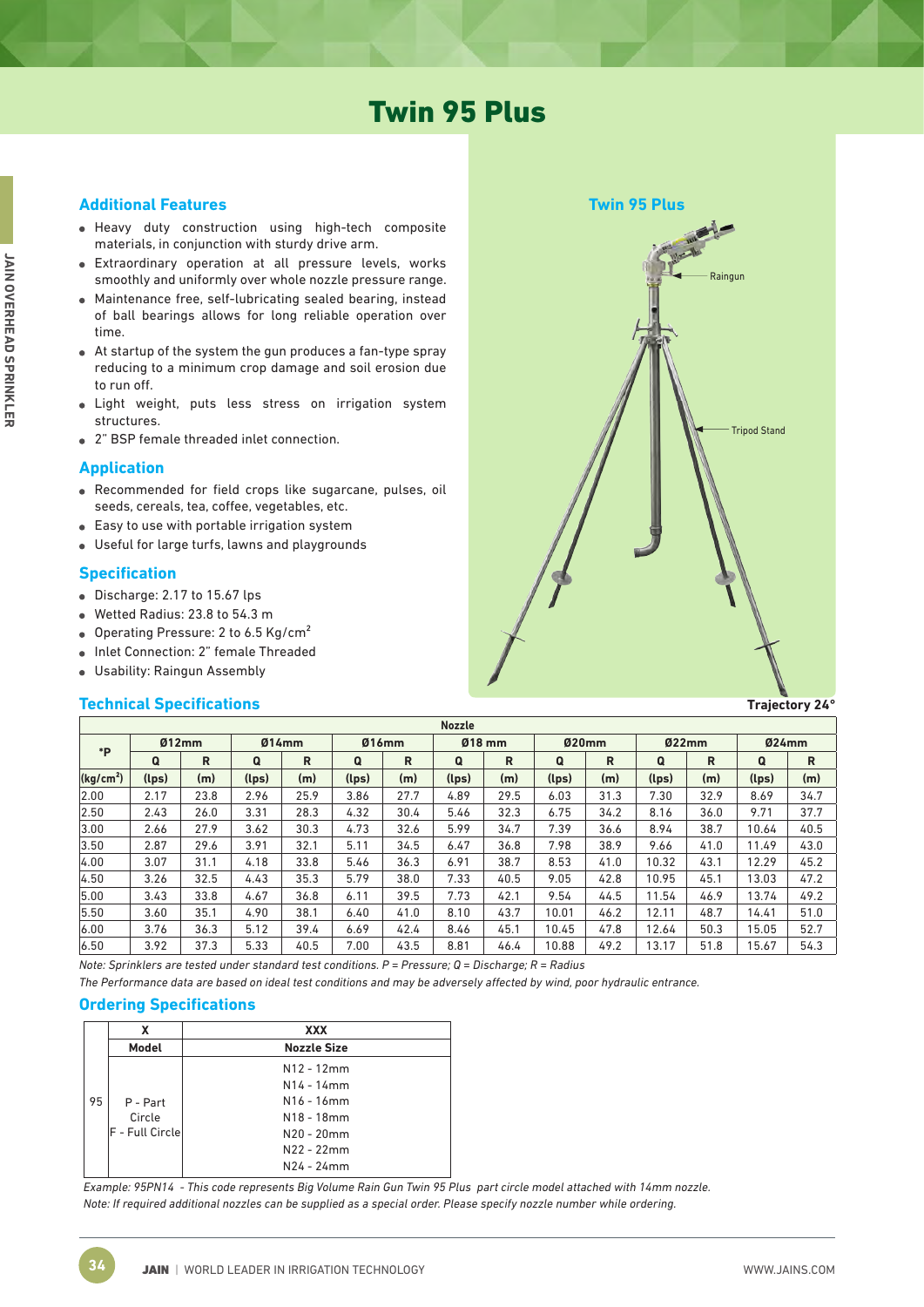# Twin 95 Plus

## Additional Features

- Heavy duty construction using high-tech composite materials, in conjunction with sturdy drive arm.
- Extraordinary operation at all pressure levels, works smoothly and uniformly over whole nozzle pressure range.
- Maintenance free, self-lubricating sealed bearing, instead of ball bearings allows for long reliable operation over time.
- At startup of the system the gun produces a fan-type spray reducing to a minimum crop damage and soil erosion due to run off.
- Light weight, puts less stress on irrigation system structures.
- 2" BSP female threaded inlet connection.

## Application

- Recommended for field crops like sugarcane, pulses, oil seeds, cereals, tea, coffee, vegetables, etc.
- Easy to use with portable irrigation system
- Useful for large turfs, lawns and playgrounds

## Specification

- Discharge: 2.17 to 15.67 lps
- Wetted Radius: 23.8 to 54.3 m
- Operating Pressure: 2 to 6.5 Kg/cm$^2$
- Inlet Connection: 2" female Threaded
- Usability: Raingun Assembly

Twin 95 Plus

Raingun

Tripod Stand

## Technical Specifications

Trajectory 24°

| *P | Nozzle | | | | | | | | | | | | | |
|---|---|---|---|---|---|---|---|---|---|---|---|---|---|---|
| | Ø12mm | | Ø14mm | | Ø16mm | | Ø18 mm | | Ø20mm | | Ø22mm | | Ø24mm | |
| | Q | R | Q | R | Q | R | Q | R | Q | R | Q | R | Q | R |
| (kg/cm$^2$) | (lps) | (m) | (lps) | (m) | (lps) | (m) | (lps) | (m) | (lps) | (m) | (lps) | (m) | (lps) | (m) |
| 2.00 | 2.17 | 23.8 | 2.96 | 25.9 | 3.86 | 27.7 | 4.89 | 29.5 | 6.03 | 31.3 | 7.30 | 32.9 | 8.69 | 34.7 |
| 2.50 | 2.43 | 26.0 | 3.31 | 28.3 | 4.32 | 30.4 | 5.46 | 32.3 | 6.75 | 34.2 | 8.16 | 36.0 | 9.71 | 37.7 |
| 3.00 | 2.66 | 27.9 | 3.62 | 30.3 | 4.73 | 32.6 | 5.99 | 34.7 | 7.39 | 36.6 | 8.94 | 38.7 | 10.64 | 40.5 |
| 3.50 | 2.87 | 29.6 | 3.91 | 32.1 | 5.11 | 34.5 | 6.47 | 36.8 | 7.98 | 38.9 | 9.66 | 41.0 | 11.49 | 43.0 |
| 4.00 | 3.07 | 31.1 | 4.18 | 33.8 | 5.46 | 36.3 | 6.91 | 38.7 | 8.53 | 41.0 | 10.32 | 43.1 | 12.29 | 45.2 |
| 4.50 | 3.26 | 32.5 | 4.43 | 35.3 | 5.79 | 38.0 | 7.33 | 40.5 | 9.05 | 42.8 | 10.95 | 45.1 | 13.03 | 47.2 |
| 5.00 | 3.43 | 33.8 | 4.67 | 36.8 | 6.11 | 39.5 | 7.73 | 42.1 | 9.54 | 44.5 | 11.54 | 46.9 | 13.74 | 49.2 |
| 5.50 | 3.60 | 35.1 | 4.90 | 38.1 | 6.40 | 41.0 | 8.10 | 43.7 | 10.01 | 46.2 | 12.11 | 48.7 | 14.41 | 51.0 |
| 6.00 | 3.76 | 36.3 | 5.12 | 39.4 | 6.69 | 42.4 | 8.46 | 45.1 | 10.45 | 47.8 | 12.64 | 50.3 | 15.05 | 52.7 |
| 6.50 | 3.92 | 37.3 | 5.33 | 40.5 | 7.00 | 43.5 | 8.81 | 46.4 | 10.88 | 49.2 | 13.17 | 51.8 | 15.67 | 54.3 |

*Note: Sprinklers are tested under standard test conditions. P = Pressure; Q = Discharge; R = Radius*

*The Performance data are based on ideal test conditions and may be adversely affected by wind, poor hydraulic entrance.*

## Ordering Specifications

| | X | XXX |
|---|---|---|
| | Model | Nozzle Size |
| 95 | P - Part Circle<br>F - Full Circle | N12 - 12mm<br>N14 - 14mm<br>N16 - 16mm<br>N18 - 18mm<br>N20 - 20mm<br>N22 - 22mm<br>N24 - 24mm |

*Example: 95PN14 - This code represents Big Volume Rain Gun Twin 95 Plus part circle model attached with 14mm nozzle.*

*Note: If required additional nozzles can be supplied as a special order. Please specify nozzle number while ordering.*